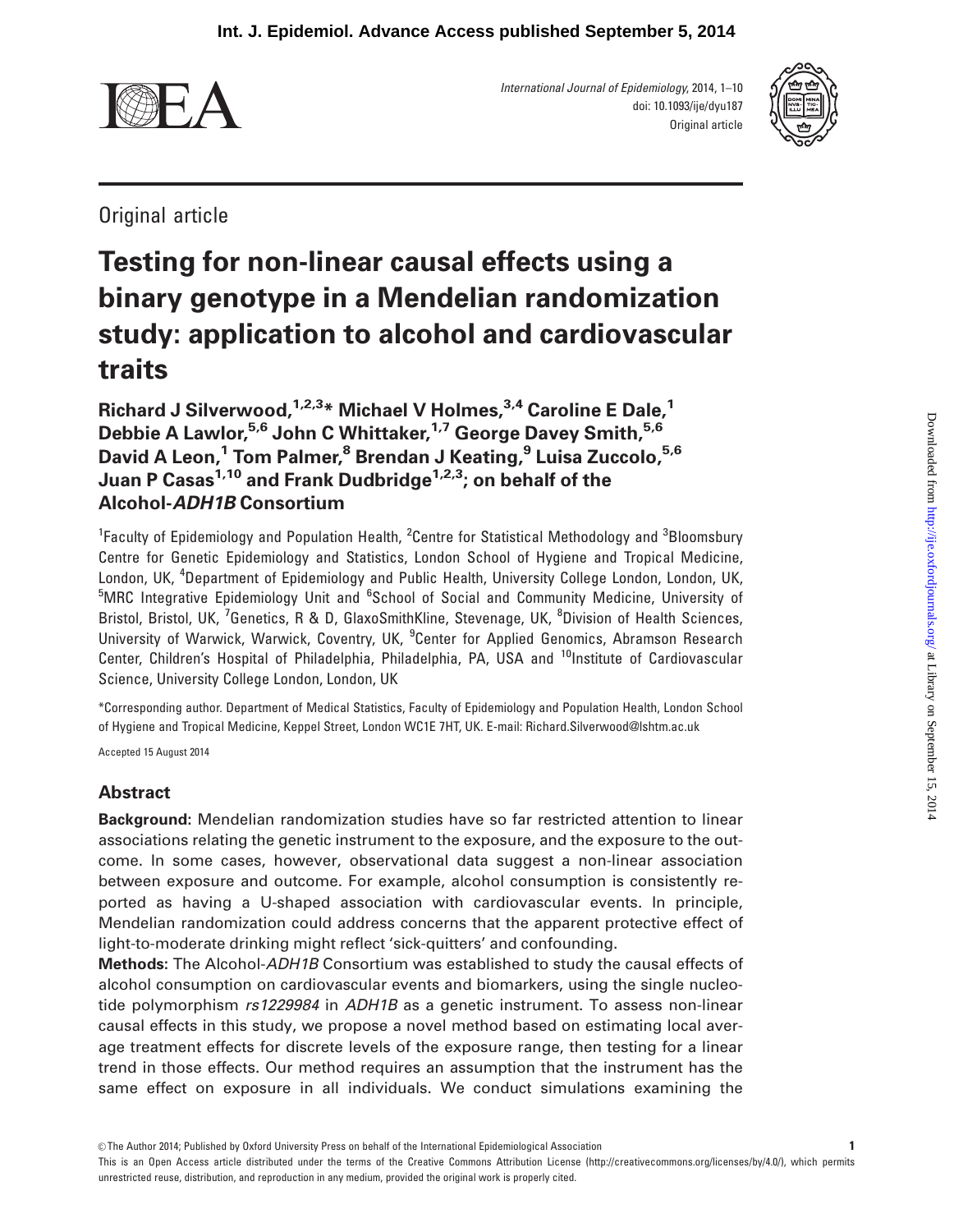Original article

# Testing for non-linear causal effects using a binary genotype in a Mendelian randomization study: application to alcohol and cardiovascular traits

**Richard J Silverwood,[1,2,3]* Michael V Holmes,[3,4] Caroline E Dale,[1] Debbie A Lawlor,[5,6] John C Whittaker,[1,7] George Davey Smith,[5,6] David A Leon,[1] Tom Palmer,[8] Brendan J Keating,[9] Luisa Zuccolo,[5,6] Juan P Casas[1,10] and Frank Dudbridge[1,2,3]; on behalf of the Alcohol-*ADH1B* Consortium**

[1]Faculty of Epidemiology and Population Health, [2]Centre for Statistical Methodology and [3]Bloomsbury Centre for Genetic Epidemiology and Statistics, London School of Hygiene and Tropical Medicine, London, UK, [4]Department of Epidemiology and Public Health, University College London, London, UK, [5]MRC Integrative Epidemiology Unit and [6]School of Social and Community Medicine, University of Bristol, Bristol, UK, [7]Genetics, R & D, GlaxoSmithKline, Stevenage, UK, [8]Division of Health Sciences, University of Warwick, Warwick, Coventry, UK, [9]Center for Applied Genomics, Abramson Research Center, Children's Hospital of Philadelphia, Philadelphia, PA, USA and [10]Institute of Cardiovascular Science, University College London, London, UK

*Corresponding author. Department of Medical Statistics, Faculty of Epidemiology and Population Health, London School of Hygiene and Tropical Medicine, Keppel Street, London WC1E 7HT, UK. E-mail: Richard.Silverwood@lshtm.ac.uk

Accepted 15 August 2014

## Abstract

**Background**: Mendelian randomization studies have so far restricted attention to linear associations relating the genetic instrument to the exposure, and the exposure to the outcome. In some cases, however, observational data suggest a non-linear association between exposure and outcome. For example, alcohol consumption is consistently reported as having a U-shaped association with cardiovascular events. In principle, Mendelian randomization could address concerns that the apparent protective effect of light-to-moderate drinking might reflect 'sick-quitters' and confounding.

**Methods:** The Alcohol-*ADH1B* Consortium was established to study the causal effects of alcohol consumption on cardiovascular events and biomarkers, using the single nucleotide polymorphism *rs1229984* in *ADH1B* as a genetic instrument. To assess non-linear causal effects in this study, we propose a novel method based on estimating local average treatment effects for discrete levels of the exposure range, then testing for a linear trend in those effects. Our method requires an assumption that the instrument has the same effect on exposure in all individuals. We conduct simulations examining the

© The Author 2014; Published by Oxford University Press on behalf of the International Epidemiological Association

This is an Open Access article distributed under the terms of the Creative Commons Attribution License (http://creativecommons.org/licenses/by/4.0/), which permits unrestricted reuse, distribution, and reproduction in any medium, provided the original work is properly cited.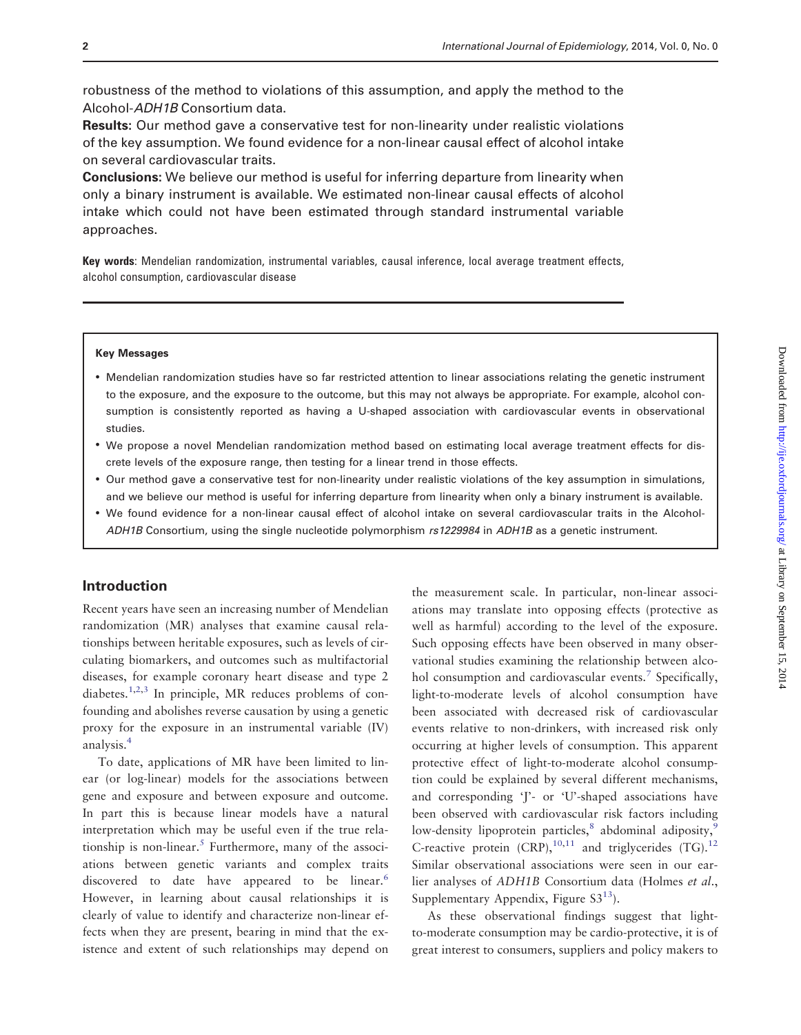robustness of the method to violations of this assumption, and apply the method to the Alcohol-*ADH1B* Consortium data.

**Results:** Our method gave a conservative test for non-linearity under realistic violations of the key assumption. We found evidence for a non-linear causal effect of alcohol intake on several cardiovascular traits.

**Conclusions:** We believe our method is useful for inferring departure from linearity when only a binary instrument is available. We estimated non-linear causal effects of alcohol intake which could not have been estimated through standard instrumental variable approaches.

**Key words**: Mendelian randomization, instrumental variables, causal inference, local average treatment effects, alcohol consumption, cardiovascular disease

#### Key Messages

- Mendelian randomization studies have so far restricted attention to linear associations relating the genetic instrument to the exposure, and the exposure to the outcome, but this may not always be appropriate. For example, alcohol consumption is consistently reported as having a U-shaped association with cardiovascular events in observational studies.
- We propose a novel Mendelian randomization method based on estimating local average treatment effects for discrete levels of the exposure range, then testing for a linear trend in those effects.
- Our method gave a conservative test for non-linearity under realistic violations of the key assumption in simulations, and we believe our method is useful for inferring departure from linearity when only a binary instrument is available.
- We found evidence for a non-linear causal effect of alcohol intake on several cardiovascular traits in the Alcohol-*ADH1B* Consortium, using the single nucleotide polymorphism *rs1229984* in *ADH1B* as a genetic instrument.

## Introduction

Recent years have seen an increasing number of Mendelian randomization (MR) analyses that examine causal relationships between heritable exposures, such as levels of circulating biomarkers, and outcomes such as multifactorial diseases, for example coronary heart disease and type 2 diabetes.[1,2,3] In principle, MR reduces problems of confounding and abolishes reverse causation by using a genetic proxy for the exposure in an instrumental variable (IV) analysis.[4]

To date, applications of MR have been limited to linear (or log-linear) models for the associations between gene and exposure and between exposure and outcome. In part this is because linear models have a natural interpretation which may be useful even if the true relationship is non-linear.[5] Furthermore, many of the associations between genetic variants and complex traits discovered to date have appeared to be linear.[6] However, in learning about causal relationships it is clearly of value to identify and characterize non-linear effects when they are present, bearing in mind that the existence and extent of such relationships may depend on the measurement scale. In particular, non-linear associations may translate into opposing effects (protective as well as harmful) according to the level of the exposure. Such opposing effects have been observed in many observational studies examining the relationship between alcohol consumption and cardiovascular events.[7] Specifically, light-to-moderate levels of alcohol consumption have been associated with decreased risk of cardiovascular events relative to non-drinkers, with increased risk only occurring at higher levels of consumption. This apparent protective effect of light-to-moderate alcohol consumption could be explained by several different mechanisms, and corresponding 'J'- or 'U'-shaped associations have been observed with cardiovascular risk factors including low-density lipoprotein particles,[8] abdominal adiposity,[9] C-reactive protein (CRP),[10,11] and triglycerides (TG).[12] Similar observational associations were seen in our earlier analyses of *ADH1B* Consortium data (Holmes *et al*., Supplementary Appendix, Figure S3[13]).

As these observational findings suggest that light-to-moderate consumption may be cardio-protective, it is of great interest to consumers, suppliers and policy makers to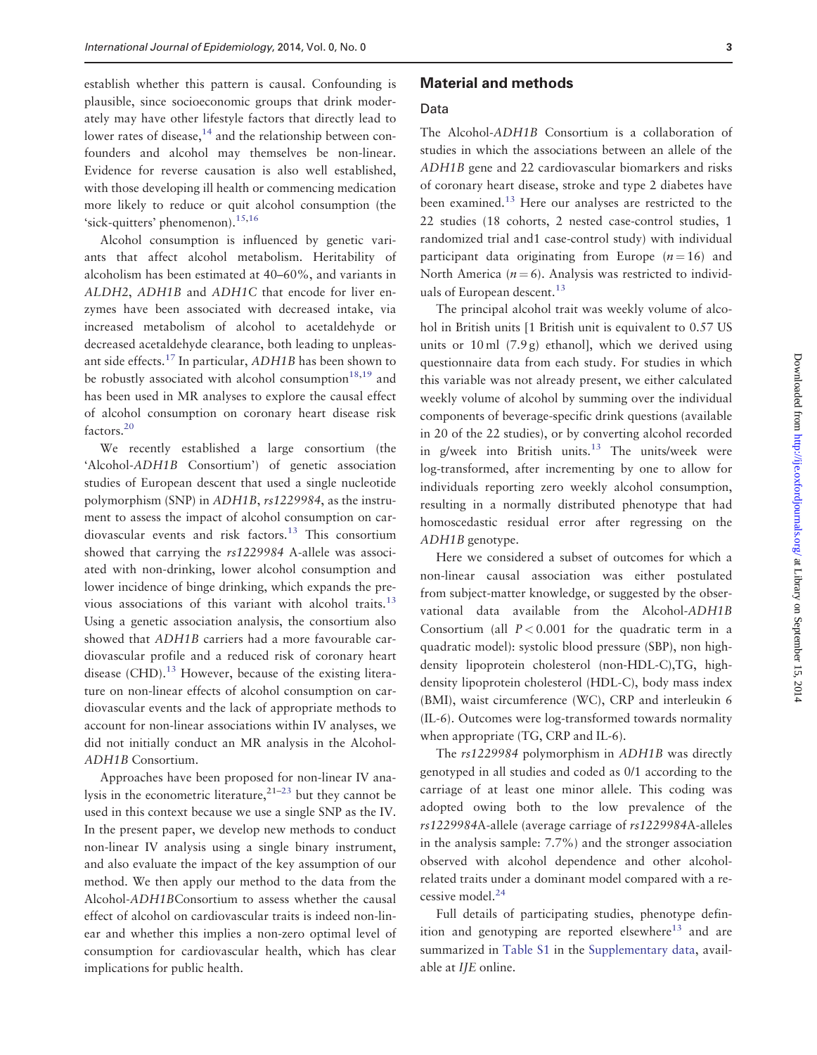establish whether this pattern is causal. Confounding is plausible, since socioeconomic groups that drink moderately may have other lifestyle factors that directly lead to lower rates of disease,[14] and the relationship between confounders and alcohol may themselves be non-linear. Evidence for reverse causation is also well established, with those developing ill health or commencing medication more likely to reduce or quit alcohol consumption (the 'sick-quitters' phenomenon).[15,16]

Alcohol consumption is influenced by genetic variants that affect alcohol metabolism. Heritability of alcoholism has been estimated at 40–60%, and variants in *ALDH2*, *ADH1B* and *ADH1C* that encode for liver enzymes have been associated with decreased intake, via increased metabolism of alcohol to acetaldehyde or decreased acetaldehyde clearance, both leading to unpleasant side effects.[17] In particular, *ADH1B* has been shown to be robustly associated with alcohol consumption[18,19] and has been used in MR analyses to explore the causal effect of alcohol consumption on coronary heart disease risk factors.[20]

We recently established a large consortium (the 'Alcohol-*ADH1B* Consortium') of genetic association studies of European descent that used a single nucleotide polymorphism (SNP) in *ADH1B*, *rs1229984*, as the instrument to assess the impact of alcohol consumption on cardiovascular events and risk factors.[13] This consortium showed that carrying the *rs1229984* A-allele was associated with non-drinking, lower alcohol consumption and lower incidence of binge drinking, which expands the previous associations of this variant with alcohol traits.[13] Using a genetic association analysis, the consortium also showed that *ADH1B* carriers had a more favourable cardiovascular profile and a reduced risk of coronary heart disease (CHD).[13] However, because of the existing literature on non-linear effects of alcohol consumption on cardiovascular events and the lack of appropriate methods to account for non-linear associations within IV analyses, we did not initially conduct an MR analysis in the Alcohol-*ADH1B* Consortium.

Approaches have been proposed for non-linear IV analysis in the econometric literature,[21–23] but they cannot be used in this context because we use a single SNP as the IV. In the present paper, we develop new methods to conduct non-linear IV analysis using a single binary instrument, and also evaluate the impact of the key assumption of our method. We then apply our method to the data from the Alcohol-*ADH1B*Consortium to assess whether the causal effect of alcohol on cardiovascular traits is indeed non-linear and whether this implies a non-zero optimal level of consumption for cardiovascular health, which has clear implications for public health.

## Material and methods

### Data

The Alcohol-*ADH1B* Consortium is a collaboration of studies in which the associations between an allele of the *ADH1B* gene and 22 cardiovascular biomarkers and risks of coronary heart disease, stroke and type 2 diabetes have been examined.[13] Here our analyses are restricted to the 22 studies (18 cohorts, 2 nested case-control studies, 1 randomized trial and1 case-control study) with individual participant data originating from Europe ($n = 16$) and North America ($n = 6$). Analysis was restricted to individuals of European descent.[13]

The principal alcohol trait was weekly volume of alcohol in British units [1 British unit is equivalent to 0.57 US units or 10 ml (7.9 g) ethanol], which we derived using questionnaire data from each study. For studies in which this variable was not already present, we either calculated weekly volume of alcohol by summing over the individual components of beverage-specific drink questions (available in 20 of the 22 studies), or by converting alcohol recorded in g/week into British units.[13] The units/week were log-transformed, after incrementing by one to allow for individuals reporting zero weekly alcohol consumption, resulting in a normally distributed phenotype that had homoscedastic residual error after regressing on the *ADH1B* genotype.

Here we considered a subset of outcomes for which a non-linear causal association was either postulated from subject-matter knowledge, or suggested by the observational data available from the Alcohol-*ADH1B* Consortium (all $P < 0.001$ for the quadratic term in a quadratic model): systolic blood pressure (SBP), non high-density lipoprotein cholesterol (non-HDL-C),TG, high-density lipoprotein cholesterol (HDL-C), body mass index (BMI), waist circumference (WC), CRP and interleukin 6 (IL-6). Outcomes were log-transformed towards normality when appropriate (TG, CRP and IL-6).

The *rs1229984* polymorphism in *ADH1B* was directly genotyped in all studies and coded as 0/1 according to the carriage of at least one minor allele. This coding was adopted owing both to the low prevalence of the *rs1229984*A-allele (average carriage of *rs1229984*A-alleles in the analysis sample: 7.7%) and the stronger association observed with alcohol dependence and other alcohol-related traits under a dominant model compared with a recessive model.[24]

Full details of participating studies, phenotype definition and genotyping are reported elsewhere[13] and are summarized in Table S1 in the Supplementary data, available at *IJE* online.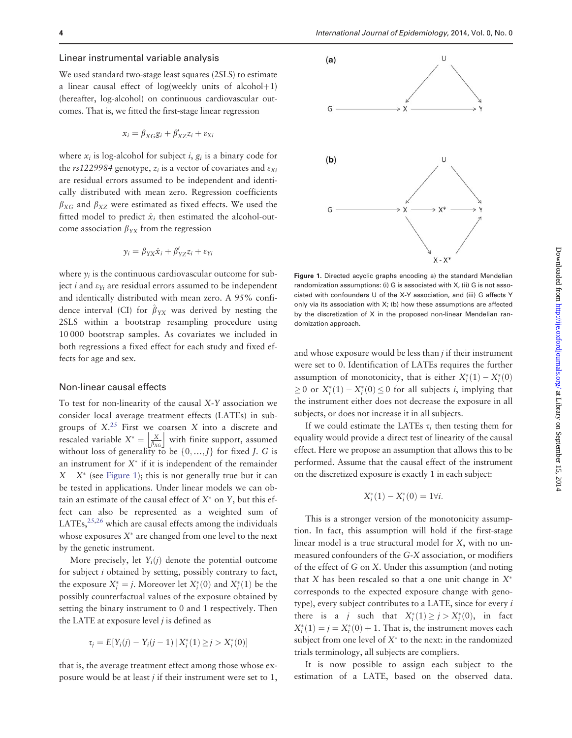### Linear instrumental variable analysis

We used standard two-stage least squares (2SLS) to estimate a linear causal effect of log(weekly units of alcohol+1) (hereafter, log-alcohol) on continuous cardiovascular outcomes. That is, we fitted the first-stage linear regression

$$x_i = \beta_{XG} g_i + \beta'_{XZ} z_i + \varepsilon_{Xi}$$

where $x_i$ is log-alcohol for subject $i$, $g_i$ is a binary code for the *rs1229984* genotype, $z_i$ is a vector of covariates and $\varepsilon_{Xi}$ are residual errors assumed to be independent and identically distributed with mean zero. Regression coefficients $\beta_{XG}$ and $\beta_{XZ}$ were estimated as fixed effects. We used the fitted model to predict $\hat{x}_i$ then estimated the alcohol-outcome association $\beta_{YX}$ from the regression

$$y_i = \beta_{YX} \hat{x}_i + \beta'_{YZ} z_i + \varepsilon_{Yi}$$

where $y_i$ is the continuous cardiovascular outcome for subject $i$ and $\varepsilon_{Yi}$ are residual errors assumed to be independent and identically distributed with mean zero. A 95% confidence interval (CI) for $\hat{\beta}_{YX}$ was derived by nesting the 2SLS within a bootstrap resampling procedure using 10 000 bootstrap samples. As covariates we included in both regressions a fixed effect for each study and fixed effects for age and sex.

### Non-linear causal effects

To test for non-linearity of the causal $X$-$Y$ association we consider local average treatment effects (LATEs) in subgroups of $X$.[25] First we coarsen $X$ into a discrete and rescaled variable $X^* = \left\lfloor \frac{X}{\beta_{XG}} \right\rfloor$ with finite support, assumed without loss of generality to be $\{0, \ldots, J\}$ for fixed $J$. $G$ is an instrument for $X^*$ if it is independent of the remainder $X - X^*$ (see Figure 1); this is not generally true but it can be tested in applications. Under linear models we can obtain an estimate of the causal effect of $X^*$ on $Y$, but this effect can also be represented as a weighted sum of LATEs,[25,26] which are causal effects among the individuals whose exposures $X^*$ are changed from one level to the next by the genetic instrument.

More precisely, let $Y_i(j)$ denote the potential outcome for subject $i$ obtained by setting, possibly contrary to fact, the exposure $X^*_i = j$. Moreover let $X^*_i(0)$ and $X^*_i(1)$ be the possibly counterfactual values of the exposure obtained by setting the binary instrument to 0 and 1 respectively. Then the LATE at exposure level $j$ is defined as

$$\tau_j = E[Y_i(j) - Y_i(j-1) \mid X^*_i(1) \geq j > X^*_i(0)]$$

that is, the average treatment effect among those whose exposure would be at least $j$ if their instrument were set to 1, and whose exposure would be less than $j$ if their instrument were set to 0. Identification of LATEs requires the further assumption of monotonicity, that is either $X^*_i(1) - X^*_i(0) \geq 0$ or $X^*_i(1) - X^*_i(0) \leq 0$ for all subjects $i$, implying that the instrument either does not decrease the exposure in all subjects, or does not increase it in all subjects.

Figure 1. Directed acyclic graphs encoding a) the standard Mendelian randomization assumptions: (i) G is associated with X, (ii) G is not associated with confounders U of the X-Y association, and (iii) G affects Y only via its association with X; (b) how these assumptions are affected by the discretization of X in the proposed non-linear Mendelian randomization approach.

If we could estimate the LATEs $\tau_j$ then testing them for equality would provide a direct test of linearity of the causal effect. Here we propose an assumption that allows this to be performed. Assume that the causal effect of the instrument on the discretized exposure is exactly 1 in each subject:

$$X^*_i(1) - X^*_i(0) = 1 \forall i.$$

This is a stronger version of the monotonicity assumption. In fact, this assumption will hold if the first-stage linear model is a true structural model for $X$, with no unmeasured confounders of the $G$-$X$ association, or modifiers of the effect of $G$ on $X$. Under this assumption (and noting that $X$ has been rescaled so that a one unit change in $X^*$ corresponds to the expected exposure change with genotype), every subject contributes to a LATE, since for every $i$ there is a $j$ such that $X^*_i(1) \geq j > X^*_i(0)$, in fact $X^*_i(1) = j = X^*_i(0) + 1$. That is, the instrument moves each subject from one level of $X^*$ to the next: in the randomized trials terminology, all subjects are compliers.

It is now possible to assign each subject to the estimation of a LATE, based on the observed data.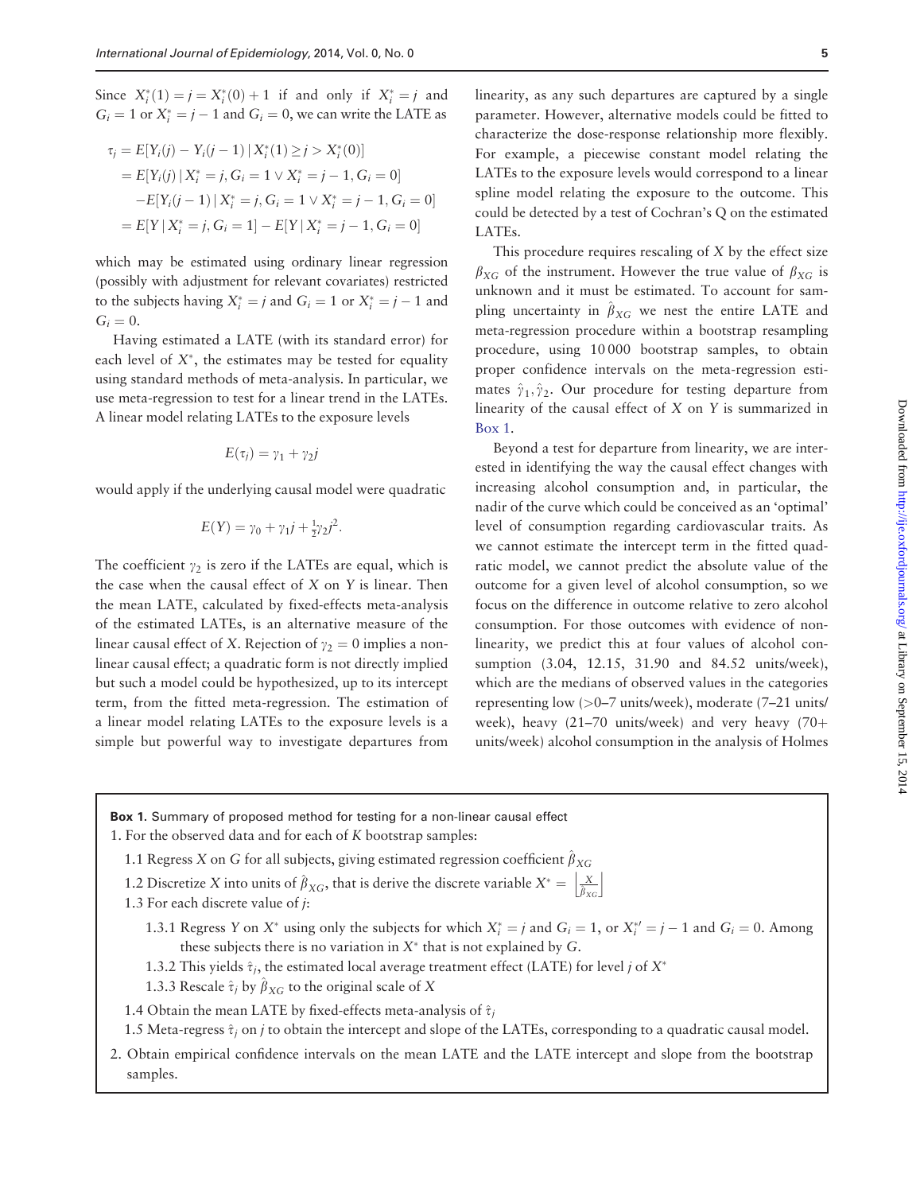Since $X_i^*(1) = j = X_i^*(0) + 1$ if and only if $X_i^* = j$ and $G_i = 1$ or $X_i^* = j - 1$ and $G_i = 0$, we can write the LATE as

$$
\begin{aligned}
\tau_j &= E[Y_i(j) - Y_i(j-1) \mid X_i^*(1) \geq j > X_i^*(0)] \\
&= E[Y_i(j) \mid X_i^* = j, G_i = 1 \vee X_i^* = j-1, G_i = 0] \\
&\quad - E[Y_i(j-1) \mid X_i^* = j, G_i = 1 \vee X_i^* = j-1, G_i = 0] \\
&= E[Y \mid X_i^* = j, G_i = 1] - E[Y \mid X_i^* = j-1, G_i = 0]
\end{aligned}
$$

which may be estimated using ordinary linear regression (possibly with adjustment for relevant covariates) restricted to the subjects having $X_i^* = j$ and $G_i = 1$ or $X_i^* = j - 1$ and $G_i = 0$.

Having estimated a LATE (with its standard error) for each level of $X^*$, the estimates may be tested for equality using standard methods of meta-analysis. In particular, we use meta-regression to test for a linear trend in the LATEs. A linear model relating LATEs to the exposure levels

$$E(\tau_j) = \gamma_1 + \gamma_2 j$$

would apply if the underlying causal model were quadratic

$$E(Y) = \gamma_0 + \gamma_1 j + \tfrac{1}{2}\gamma_2 j^2.$$

The coefficient $\gamma_2$ is zero if the LATEs are equal, which is the case when the causal effect of $X$ on $Y$ is linear. Then the mean LATE, calculated by fixed-effects meta-analysis of the estimated LATEs, is an alternative measure of the linear causal effect of $X$. Rejection of $\gamma_2 = 0$ implies a non-linear causal effect; a quadratic form is not directly implied but such a model could be hypothesized, up to its intercept term, from the fitted meta-regression. The estimation of a linear model relating LATEs to the exposure levels is a simple but powerful way to investigate departures from linearity, as any such departures are captured by a single parameter. However, alternative models could be fitted to characterize the dose-response relationship more flexibly. For example, a piecewise constant model relating the LATEs to the exposure levels would correspond to a linear spline model relating the exposure to the outcome. This could be detected by a test of Cochran's Q on the estimated LATEs.

This procedure requires rescaling of $X$ by the effect size $\beta_{XG}$ of the instrument. However the true value of $\beta_{XG}$ is unknown and it must be estimated. To account for sampling uncertainty in $\hat{\beta}_{XG}$ we nest the entire LATE and meta-regression procedure within a bootstrap resampling procedure, using 10 000 bootstrap samples, to obtain proper confidence intervals on the meta-regression estimates $\hat{\gamma}_1, \hat{\gamma}_2$. Our procedure for testing departure from linearity of the causal effect of $X$ on $Y$ is summarized in Box 1.

Beyond a test for departure from linearity, we are interested in identifying the way the causal effect changes with increasing alcohol consumption and, in particular, the nadir of the curve which could be conceived as an 'optimal' level of consumption regarding cardiovascular traits. As we cannot estimate the intercept term in the fitted quadratic model, we cannot predict the absolute value of the outcome for a given level of alcohol consumption, so we focus on the difference in outcome relative to zero alcohol consumption. For those outcomes with evidence of non-linearity, we predict this at four values of alcohol consumption (3.04, 12.15, 31.90 and 84.52 units/week), which are the medians of observed values in the categories representing low (>0–7 units/week), moderate (7–21 units/week), heavy (21–70 units/week) and very heavy (70+ units/week) alcohol consumption in the analysis of Holmes

**Box 1.** Summary of proposed method for testing for a non-linear causal effect

1. For the observed data and for each of $K$ bootstrap samples:
   - 1.1 Regress $X$ on $G$ for all subjects, giving estimated regression coefficient $\hat{\beta}_{XG}$
   - 1.2 Discretize $X$ into units of $\hat{\beta}_{XG}$, that is derive the discrete variable $X^* = \left\lfloor \frac{X}{\hat{\beta}_{XG}} \right\rfloor$
   - 1.3 For each discrete value of $j$:
     - 1.3.1 Regress $Y$ on $X^*$ using only the subjects for which $X_i^* = j$ and $G_i = 1$, or $X_i^{*\prime} = j - 1$ and $G_i = 0$. Among these subjects there is no variation in $X^*$ that is not explained by $G$.
     - 1.3.2 This yields $\hat{\tau}_j$, the estimated local average treatment effect (LATE) for level $j$ of $X^*$
     - 1.3.3 Rescale $\hat{\tau}_j$ by $\hat{\beta}_{XG}$ to the original scale of $X$
   - 1.4 Obtain the mean LATE by fixed-effects meta-analysis of $\hat{\tau}_j$
   - 1.5 Meta-regress $\hat{\tau}_j$ on $j$ to obtain the intercept and slope of the LATEs, corresponding to a quadratic causal model.
2. Obtain empirical confidence intervals on the mean LATE and the LATE intercept and slope from the bootstrap samples.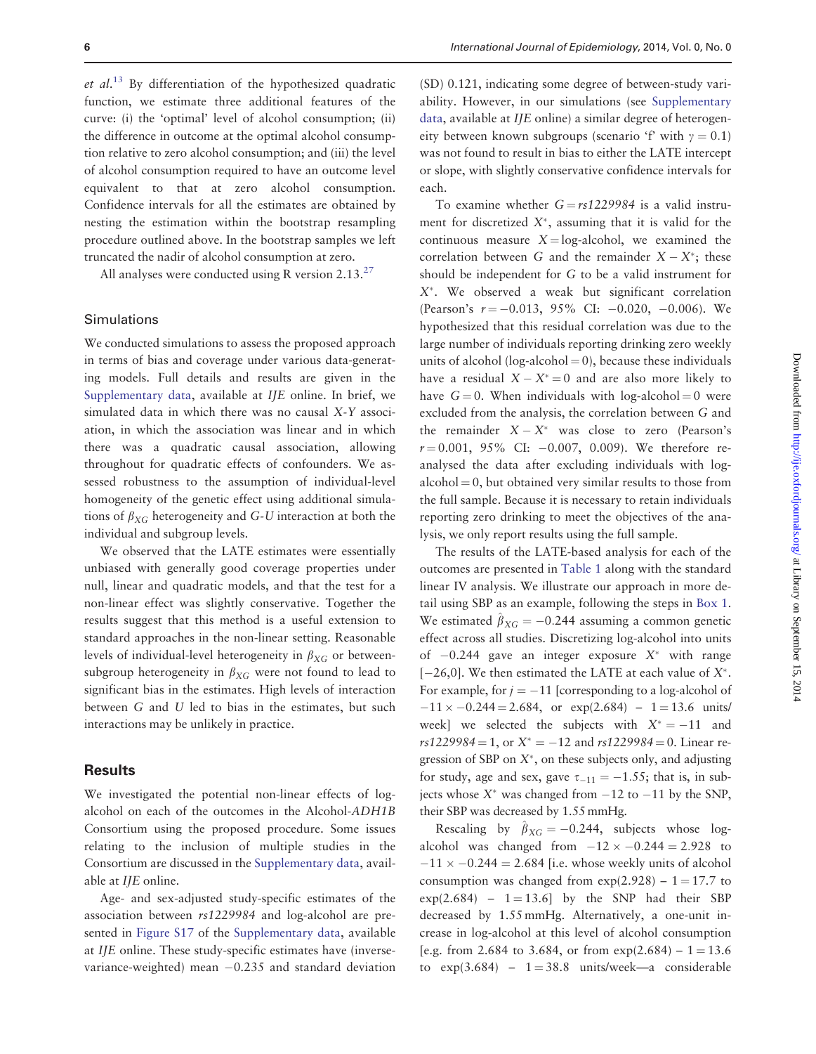*et al.*[13] By differentiation of the hypothesized quadratic function, we estimate three additional features of the curve: (i) the 'optimal' level of alcohol consumption; (ii) the difference in outcome at the optimal alcohol consumption relative to zero alcohol consumption; and (iii) the level of alcohol consumption required to have an outcome level equivalent to that at zero alcohol consumption. Confidence intervals for all the estimates are obtained by nesting the estimation within the bootstrap resampling procedure outlined above. In the bootstrap samples we left truncated the nadir of alcohol consumption at zero.

All analyses were conducted using R version 2.13.[27]

### Simulations

We conducted simulations to assess the proposed approach in terms of bias and coverage under various data-generating models. Full details and results are given in the Supplementary data, available at *IJE* online. In brief, we simulated data in which there was no causal *X*-*Y* association, in which the association was linear and in which there was a quadratic causal association, allowing throughout for quadratic effects of confounders. We assessed robustness to the assumption of individual-level homogeneity of the genetic effect using additional simulations of $\beta_{XG}$ heterogeneity and *G*-*U* interaction at both the individual and subgroup levels.

We observed that the LATE estimates were essentially unbiased with generally good coverage properties under null, linear and quadratic models, and that the test for a non-linear effect was slightly conservative. Together the results suggest that this method is a useful extension to standard approaches in the non-linear setting. Reasonable levels of individual-level heterogeneity in $\beta_{XG}$ or between-subgroup heterogeneity in $\beta_{XG}$ were not found to lead to significant bias in the estimates. High levels of interaction between *G* and *U* led to bias in the estimates, but such interactions may be unlikely in practice.

## Results

We investigated the potential non-linear effects of log-alcohol on each of the outcomes in the Alcohol-*ADH1B* Consortium using the proposed procedure. Some issues relating to the inclusion of multiple studies in the Consortium are discussed in the Supplementary data, available at *IJE* online.

Age- and sex-adjusted study-specific estimates of the association between *rs1229984* and log-alcohol are presented in Figure S17 of the Supplementary data, available at *IJE* online. These study-specific estimates have (inverse-variance-weighted) mean −0.235 and standard deviation (SD) 0.121, indicating some degree of between-study variability. However, in our simulations (see Supplementary data, available at *IJE* online) a similar degree of heterogeneity between known subgroups (scenario 'f' with $\gamma = 0.1$) was not found to result in bias to either the LATE intercept or slope, with slightly conservative confidence intervals for each.

To examine whether $G = rs1229984$ is a valid instrument for discretized $X^*$, assuming that it is valid for the continuous measure $X =$ log-alcohol, we examined the correlation between *G* and the remainder $X - X^*$; these should be independent for *G* to be a valid instrument for $X^*$. We observed a weak but significant correlation (Pearson's $r = -0.013$, 95% CI: $-0.020$, $-0.006$). We hypothesized that this residual correlation was due to the large number of individuals reporting drinking zero weekly units of alcohol (log-alcohol = 0), because these individuals have a residual $X - X^* = 0$ and are also more likely to have $G = 0$. When individuals with log-alcohol = 0 were excluded from the analysis, the correlation between *G* and the remainder $X - X^*$ was close to zero (Pearson's $r = 0.001$, 95% CI: $-0.007$, $0.009$). We therefore reanalysed the data after excluding individuals with log-alcohol = 0, but obtained very similar results to those from the full sample. Because it is necessary to retain individuals reporting zero drinking to meet the objectives of the analysis, we only report results using the full sample.

The results of the LATE-based analysis for each of the outcomes are presented in Table 1 along with the standard linear IV analysis. We illustrate our approach in more detail using SBP as an example, following the steps in Box 1. We estimated $\hat{\beta}_{XG} = -0.244$ assuming a common genetic effect across all studies. Discretizing log-alcohol into units of $-0.244$ gave an integer exposure $X^*$ with range $[-26, 0]$. We then estimated the LATE at each value of $X^*$. For example, for $j = -11$ [corresponding to a log-alcohol of $-11 \times -0.244 = 2.684$, or $\exp(2.684) - 1 = 13.6$ units/week] we selected the subjects with $X^* = -11$ and $rs1229984 = 1$, or $X^* = -12$ and $rs1229984 = 0$. Linear regression of SBP on $X^*$, on these subjects only, and adjusting for study, age and sex, gave $\tau_{-11} = -1.55$; that is, in subjects whose $X^*$ was changed from $-12$ to $-11$ by the SNP, their SBP was decreased by 1.55 mmHg.

Rescaling by $\hat{\beta}_{XG} = -0.244$, subjects whose log-alcohol was changed from $-12 \times -0.244 = 2.928$ to $-11 \times -0.244 = 2.684$ [i.e. whose weekly units of alcohol consumption was changed from $\exp(2.928) - 1 = 17.7$ to $\exp(2.684) - 1 = 13.6$] by the SNP had their SBP decreased by 1.55 mmHg. Alternatively, a one-unit increase in log-alcohol at this level of alcohol consumption [e.g. from 2.684 to 3.684, or from $\exp(2.684) - 1 = 13.6$ to $\exp(3.684) - 1 = 38.8$ units/week—a considerable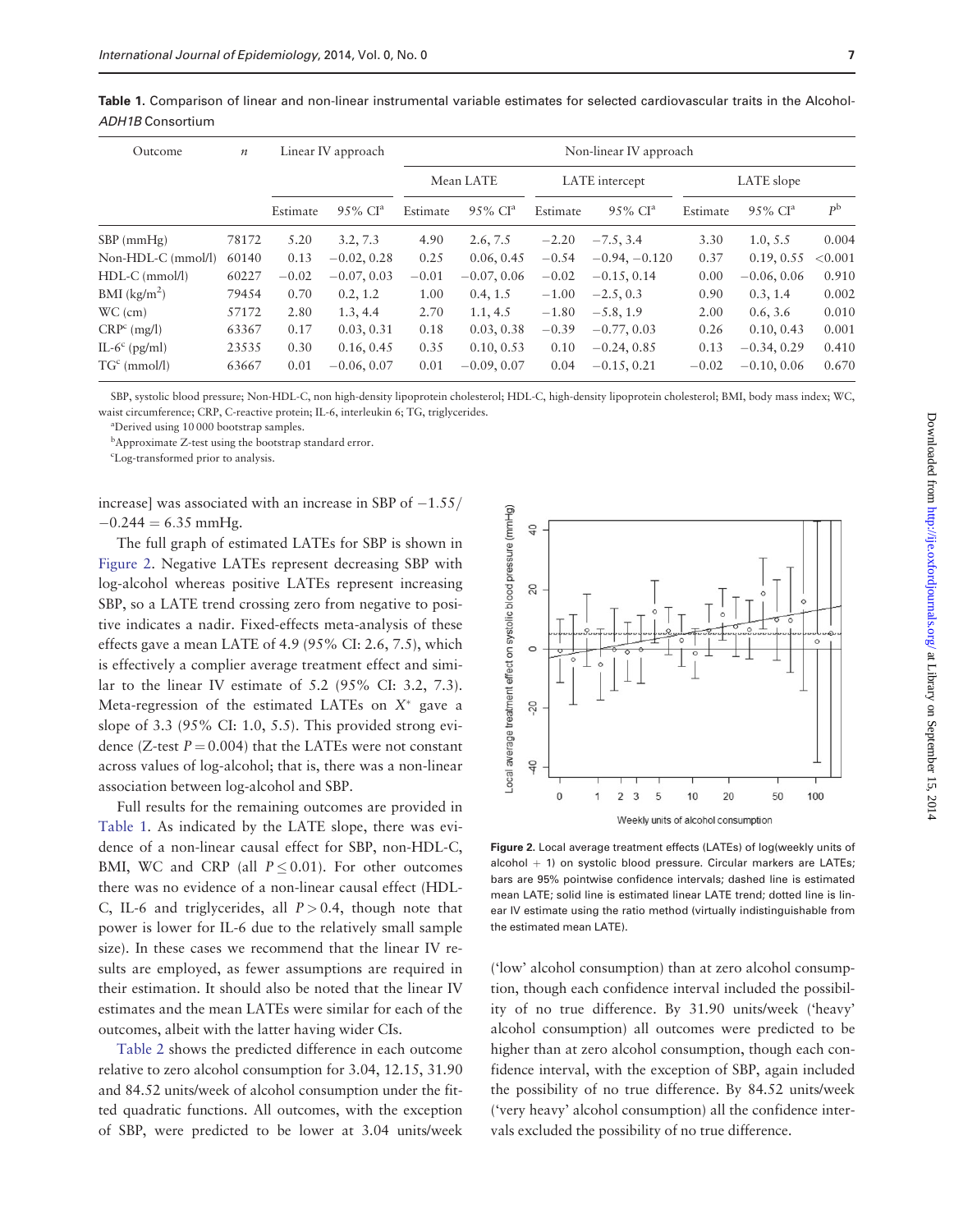**Table 1.** Comparison of linear and non-linear instrumental variable estimates for selected cardiovascular traits in the Alcohol-*ADH1B* Consortium

| Outcome | $n$ | Linear IV approach | | Non-linear IV approach | | | | | | |
|---|---|---|---|---|---|---|---|---|---|---|
| | | | | Mean LATE | | LATE intercept | | LATE slope | | |
| | | Estimate | 95% CI[a] | Estimate | 95% CI[a] | Estimate | 95% CI[a] | Estimate | 95% CI[a] | $P$[b] |
| SBP (mmHg) | 78172 | 5.20 | 3.2, 7.3 | 4.90 | 2.6, 7.5 | −2.20 | −7.5, 3.4 | 3.30 | 1.0, 5.5 | 0.004 |
| Non-HDL-C (mmol/l) | 60140 | 0.13 | −0.02, 0.28 | 0.25 | 0.06, 0.45 | −0.54 | −0.94, −0.120 | 0.37 | 0.19, 0.55 | <0.001 |
| HDL-C (mmol/l) | 60227 | −0.02 | −0.07, 0.03 | −0.01 | −0.07, 0.06 | −0.02 | −0.15, 0.14 | 0.00 | −0.06, 0.06 | 0.910 |
| BMI (kg/m$^2$) | 79454 | 0.70 | 0.2, 1.2 | 1.00 | 0.4, 1.5 | −1.00 | −2.5, 0.3 | 0.90 | 0.3, 1.4 | 0.002 |
| WC (cm) | 57172 | 2.80 | 1.3, 4.4 | 2.70 | 1.1, 4.5 | −1.80 | −5.8, 1.9 | 2.00 | 0.6, 3.6 | 0.010 |
| CRP[c] (mg/l) | 63367 | 0.17 | 0.03, 0.31 | 0.18 | 0.03, 0.38 | −0.39 | −0.77, 0.03 | 0.26 | 0.10, 0.43 | 0.001 |
| IL-6[c] (pg/ml) | 23535 | 0.30 | 0.16, 0.45 | 0.35 | 0.10, 0.53 | 0.10 | −0.24, 0.85 | 0.13 | −0.34, 0.29 | 0.410 |
| TG[c] (mmol/l) | 63667 | 0.01 | −0.06, 0.07 | 0.01 | −0.09, 0.07 | 0.04 | −0.15, 0.21 | −0.02 | −0.10, 0.06 | 0.670 |

SBP, systolic blood pressure; Non-HDL-C, non high-density lipoprotein cholesterol; HDL-C, high-density lipoprotein cholesterol; BMI, body mass index; WC, waist circumference; CRP, C-reactive protein; IL-6, interleukin 6; TG, triglycerides.

[a]Derived using 10 000 bootstrap samples.

[b]Approximate Z-test using the bootstrap standard error.

[c]Log-transformed prior to analysis.

increase] was associated with an increase in SBP of $-1.55/-0.244 = 6.35$ mmHg.

The full graph of estimated LATEs for SBP is shown in Figure 2. Negative LATEs represent decreasing SBP with log-alcohol whereas positive LATEs represent increasing SBP, so a LATE trend crossing zero from negative to positive indicates a nadir. Fixed-effects meta-analysis of these effects gave a mean LATE of 4.9 (95% CI: 2.6, 7.5), which is effectively a complier average treatment effect and similar to the linear IV estimate of 5.2 (95% CI: 3.2, 7.3). Meta-regression of the estimated LATEs on $X^*$ gave a slope of 3.3 (95% CI: 1.0, 5.5). This provided strong evidence (Z-test $P = 0.004$) that the LATEs were not constant across values of log-alcohol; that is, there was a non-linear association between log-alcohol and SBP.

Full results for the remaining outcomes are provided in Table 1. As indicated by the LATE slope, there was evidence of a non-linear causal effect for SBP, non-HDL-C, BMI, WC and CRP (all $P \leq 0.01$). For other outcomes there was no evidence of a non-linear causal effect (HDL-C, IL-6 and triglycerides, all $P > 0.4$, though note that power is lower for IL-6 due to the relatively small sample size). In these cases we recommend that the linear IV results are employed, as fewer assumptions are required in their estimation. It should also be noted that the linear IV estimates and the mean LATEs were similar for each of the outcomes, albeit with the latter having wider CIs.

Table 2 shows the predicted difference in each outcome relative to zero alcohol consumption for 3.04, 12.15, 31.90 and 84.52 units/week of alcohol consumption under the fitted quadratic functions. All outcomes, with the exception of SBP, were predicted to be lower at 3.04 units/week ('low' alcohol consumption) than at zero alcohol consumption, though each confidence interval included the possibility of no true difference. By 31.90 units/week ('heavy' alcohol consumption) all outcomes were predicted to be higher than at zero alcohol consumption, though each confidence interval, with the exception of SBP, again included the possibility of no true difference. By 84.52 units/week ('very heavy' alcohol consumption) all the confidence intervals excluded the possibility of no true difference.

**Figure 2.** Local average treatment effects (LATEs) of log(weekly units of alcohol + 1) on systolic blood pressure. Circular markers are LATEs; bars are 95% pointwise confidence intervals; dashed line is estimated mean LATE; solid line is estimated linear LATE trend; dotted line is linear IV estimate using the ratio method (virtually indistinguishable from the estimated mean LATE).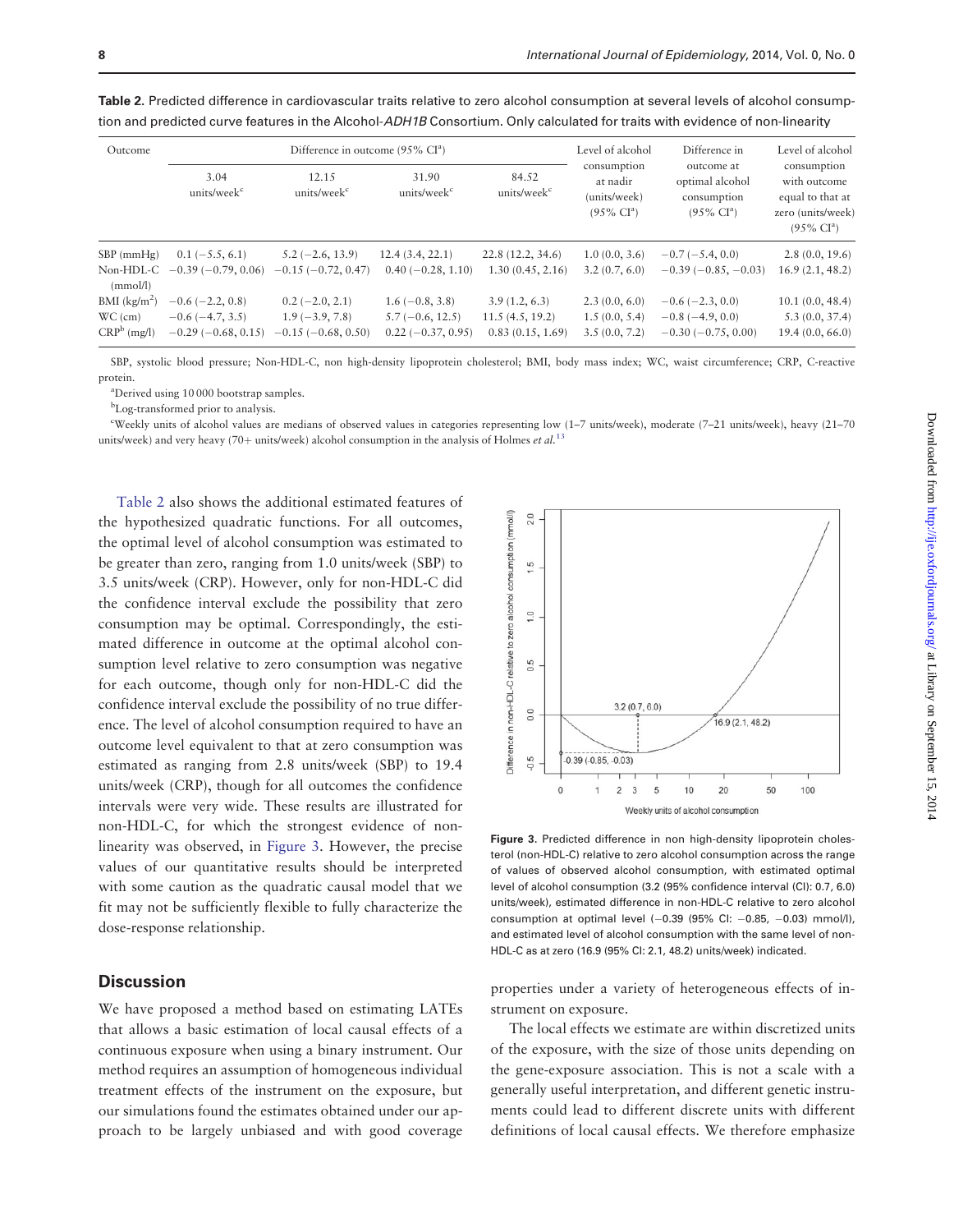**Table 2.** Predicted difference in cardiovascular traits relative to zero alcohol consumption at several levels of alcohol consumption and predicted curve features in the Alcohol-*ADH1B* Consortium. Only calculated for traits with evidence of non-linearity

| Outcome | Difference in outcome (95% CI[a]) | | | | Level of alcohol consumption at nadir (units/week) (95% CI[a]) | Difference in outcome at optimal alcohol consumption (95% CI[a]) | Level of alcohol consumption with outcome equal to that at zero (units/week) (95% CI[a]) |
|---|---|---|---|---|---|---|---|
| | 3.04 units/week[c] | 12.15 units/week[c] | 31.90 units/week[c] | 84.52 units/week[c] | | | |
| SBP (mmHg) | 0.1 (−5.5, 6.1) | 5.2 (−2.6, 13.9) | 12.4 (3.4, 22.1) | 22.8 (12.2, 34.6) | 1.0 (0.0, 3.6) | −0.7 (−5.4, 0.0) | 2.8 (0.0, 19.6) |
| Non-HDL-C (mmol/l) | −0.39 (−0.79, 0.06) | −0.15 (−0.72, 0.47) | 0.40 (−0.28, 1.10) | 1.30 (0.45, 2.16) | 3.2 (0.7, 6.0) | −0.39 (−0.85, −0.03) | 16.9 (2.1, 48.2) |
| BMI (kg/m$^2$) | −0.6 (−2.2, 0.8) | 0.2 (−2.0, 2.1) | 1.6 (−0.8, 3.8) | 3.9 (1.2, 6.3) | 2.3 (0.0, 6.0) | −0.6 (−2.3, 0.0) | 10.1 (0.0, 48.4) |
| WC (cm) | −0.6 (−4.7, 3.5) | 1.9 (−3.9, 7.8) | 5.7 (−0.6, 12.5) | 11.5 (4.5, 19.2) | 1.5 (0.0, 5.4) | −0.8 (−4.9, 0.0) | 5.3 (0.0, 37.4) |
| CRP[b] (mg/l) | −0.29 (−0.68, 0.15) | −0.15 (−0.68, 0.50) | 0.22 (−0.37, 0.95) | 0.83 (0.15, 1.69) | 3.5 (0.0, 7.2) | −0.30 (−0.75, 0.00) | 19.4 (0.0, 66.0) |

SBP, systolic blood pressure; Non-HDL-C, non high-density lipoprotein cholesterol; BMI, body mass index; WC, waist circumference; CRP, C-reactive protein.

[a]Derived using 10 000 bootstrap samples.

[b]Log-transformed prior to analysis.

[c]Weekly units of alcohol values are medians of observed values in categories representing low (1–7 units/week), moderate (7–21 units/week), heavy (21–70 units/week) and very heavy (70+ units/week) alcohol consumption in the analysis of Holmes *et al.*[13]

Table 2 also shows the additional estimated features of the hypothesized quadratic functions. For all outcomes, the optimal level of alcohol consumption was estimated to be greater than zero, ranging from 1.0 units/week (SBP) to 3.5 units/week (CRP). However, only for non-HDL-C did the confidence interval exclude the possibility that zero consumption may be optimal. Correspondingly, the estimated difference in outcome at the optimal alcohol consumption level relative to zero consumption was negative for each outcome, though only for non-HDL-C did the confidence interval exclude the possibility of no true difference. The level of alcohol consumption required to have an outcome level equivalent to that at zero consumption was estimated as ranging from 2.8 units/week (SBP) to 19.4 units/week (CRP), though for all outcomes the confidence intervals were very wide. These results are illustrated for non-HDL-C, for which the strongest evidence of non-linearity was observed, in Figure 3. However, the precise values of our quantitative results should be interpreted with some caution as the quadratic causal model that we fit may not be sufficiently flexible to fully characterize the dose-response relationship.

**Figure 3.** Predicted difference in non high-density lipoprotein cholesterol (non-HDL-C) relative to zero alcohol consumption across the range of values of observed alcohol consumption, with estimated optimal level of alcohol consumption (3.2 (95% confidence interval (CI): 0.7, 6.0) units/week), estimated difference in non-HDL-C relative to zero alcohol consumption at optimal level (−0.39 (95% CI: −0.85, −0.03) mmol/l), and estimated level of alcohol consumption with the same level of non-HDL-C as at zero (16.9 (95% CI: 2.1, 48.2) units/week) indicated.

## Discussion

We have proposed a method based on estimating LATEs that allows a basic estimation of local causal effects of a continuous exposure when using a binary instrument. Our method requires an assumption of homogeneous individual treatment effects of the instrument on the exposure, but our simulations found the estimates obtained under our approach to be largely unbiased and with good coverage properties under a variety of heterogeneous effects of instrument on exposure.

The local effects we estimate are within discretized units of the exposure, with the size of those units depending on the gene-exposure association. This is not a scale with a generally useful interpretation, and different genetic instruments could lead to different discrete units with different definitions of local causal effects. We therefore emphasize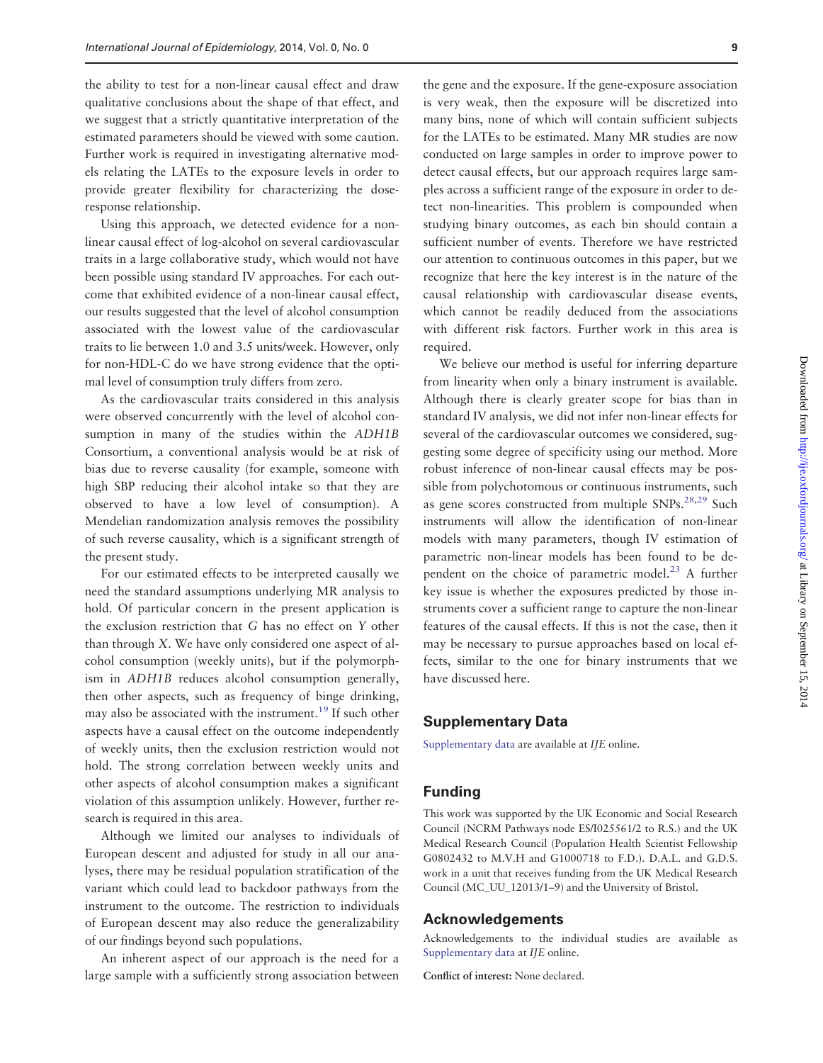the ability to test for a non-linear causal effect and draw qualitative conclusions about the shape of that effect, and we suggest that a strictly quantitative interpretation of the estimated parameters should be viewed with some caution. Further work is required in investigating alternative models relating the LATEs to the exposure levels in order to provide greater flexibility for characterizing the dose-response relationship.

Using this approach, we detected evidence for a non-linear causal effect of log-alcohol on several cardiovascular traits in a large collaborative study, which would not have been possible using standard IV approaches. For each outcome that exhibited evidence of a non-linear causal effect, our results suggested that the level of alcohol consumption associated with the lowest value of the cardiovascular traits to lie between 1.0 and 3.5 units/week. However, only for non-HDL-C do we have strong evidence that the optimal level of consumption truly differs from zero.

As the cardiovascular traits considered in this analysis were observed concurrently with the level of alcohol consumption in many of the studies within the *ADH1B* Consortium, a conventional analysis would be at risk of bias due to reverse causality (for example, someone with high SBP reducing their alcohol intake so that they are observed to have a low level of consumption). A Mendelian randomization analysis removes the possibility of such reverse causality, which is a significant strength of the present study.

For our estimated effects to be interpreted causally we need the standard assumptions underlying MR analysis to hold. Of particular concern in the present application is the exclusion restriction that $G$ has no effect on $Y$ other than through $X$. We have only considered one aspect of alcohol consumption (weekly units), but if the polymorphism in *ADH1B* reduces alcohol consumption generally, then other aspects, such as frequency of binge drinking, may also be associated with the instrument.[19] If such other aspects have a causal effect on the outcome independently of weekly units, then the exclusion restriction would not hold. The strong correlation between weekly units and other aspects of alcohol consumption makes a significant violation of this assumption unlikely. However, further research is required in this area.

Although we limited our analyses to individuals of European descent and adjusted for study in all our analyses, there may be residual population stratification of the variant which could lead to backdoor pathways from the instrument to the outcome. The restriction to individuals of European descent may also reduce the generalizability of our findings beyond such populations.

An inherent aspect of our approach is the need for a large sample with a sufficiently strong association between the gene and the exposure. If the gene-exposure association is very weak, then the exposure will be discretized into many bins, none of which will contain sufficient subjects for the LATEs to be estimated. Many MR studies are now conducted on large samples in order to improve power to detect causal effects, but our approach requires large samples across a sufficient range of the exposure in order to detect non-linearities. This problem is compounded when studying binary outcomes, as each bin should contain a sufficient number of events. Therefore we have restricted our attention to continuous outcomes in this paper, but we recognize that here the key interest is in the nature of the causal relationship with cardiovascular disease events, which cannot be readily deduced from the associations with different risk factors. Further work in this area is required.

We believe our method is useful for inferring departure from linearity when only a binary instrument is available. Although there is clearly greater scope for bias than in standard IV analysis, we did not infer non-linear effects for several of the cardiovascular outcomes we considered, suggesting some degree of specificity using our method. More robust inference of non-linear causal effects may be possible from polychotomous or continuous instruments, such as gene scores constructed from multiple SNPs.[28,29] Such instruments will allow the identification of non-linear models with many parameters, though IV estimation of parametric non-linear models has been found to be dependent on the choice of parametric model.[23] A further key issue is whether the exposures predicted by those instruments cover a sufficient range to capture the non-linear features of the causal effects. If this is not the case, then it may be necessary to pursue approaches based on local effects, similar to the one for binary instruments that we have discussed here.

## Supplementary Data

Supplementary data are available at *IJE* online.

## Funding

This work was supported by the UK Economic and Social Research Council (NCRM Pathways node ES/I025561/2 to R.S.) and the UK Medical Research Council (Population Health Scientist Fellowship G0802432 to M.V.H and G1000718 to F.D.). D.A.L. and G.D.S. work in a unit that receives funding from the UK Medical Research Council (MC_UU_12013/1–9) and the University of Bristol.

## Acknowledgements

Acknowledgements to the individual studies are available as Supplementary data at *IJE* online.

**Conflict of interest:** None declared.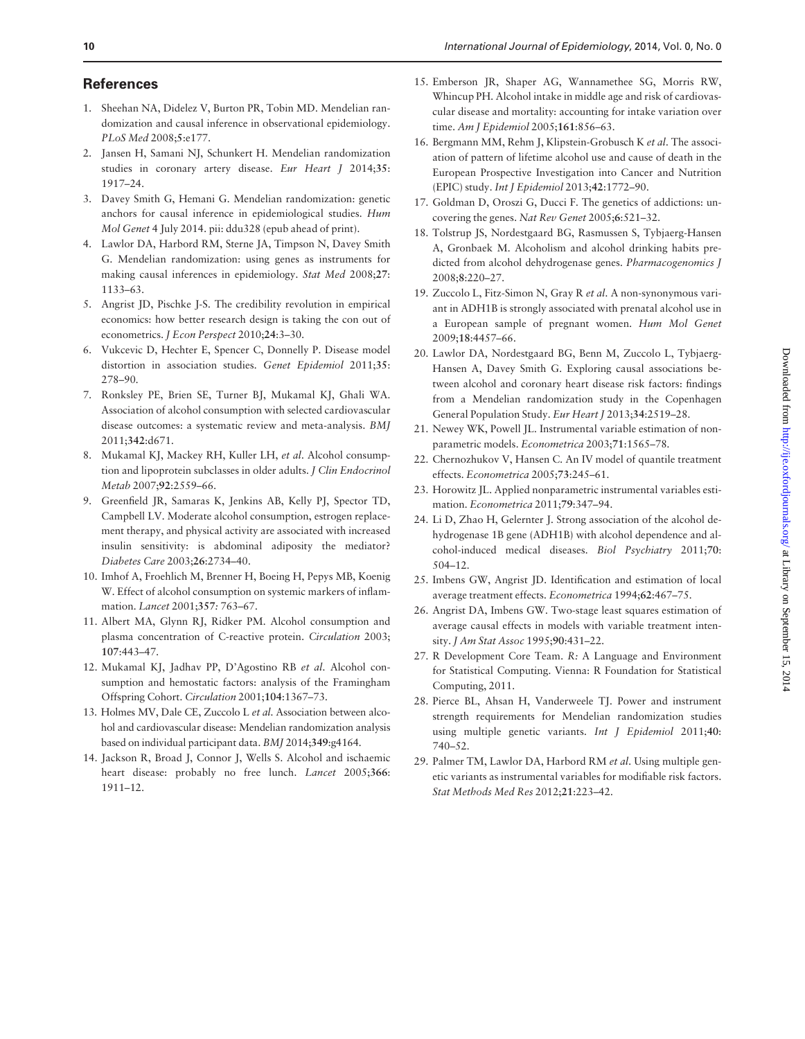## References

1. Sheehan NA, Didelez V, Burton PR, Tobin MD. Mendelian randomization and causal inference in observational epidemiology. *PLoS Med* 2008;**5**:e177.
2. Jansen H, Samani NJ, Schunkert H. Mendelian randomization studies in coronary artery disease. *Eur Heart J* 2014;**35**: 1917–24.
3. Davey Smith G, Hemani G. Mendelian randomization: genetic anchors for causal inference in epidemiological studies. *Hum Mol Genet* 4 July 2014. pii: ddu328 (epub ahead of print).
4. Lawlor DA, Harbord RM, Sterne JA, Timpson N, Davey Smith G. Mendelian randomization: using genes as instruments for making causal inferences in epidemiology. *Stat Med* 2008;**27**: 1133–63.
5. Angrist JD, Pischke J-S. The credibility revolution in empirical economics: how better research design is taking the con out of econometrics. *J Econ Perspect* 2010;**24**:3–30.
6. Vukcevic D, Hechter E, Spencer C, Donnelly P. Disease model distortion in association studies. *Genet Epidemiol* 2011;**35**: 278–90.
7. Ronksley PE, Brien SE, Turner BJ, Mukamal KJ, Ghali WA. Association of alcohol consumption with selected cardiovascular disease outcomes: a systematic review and meta-analysis. *BMJ* 2011;**342**:d671.
8. Mukamal KJ, Mackey RH, Kuller LH, *et al*. Alcohol consumption and lipoprotein subclasses in older adults. *J Clin Endocrinol Metab* 2007;**92**:2559–66.
9. Greenfield JR, Samaras K, Jenkins AB, Kelly PJ, Spector TD, Campbell LV. Moderate alcohol consumption, estrogen replacement therapy, and physical activity are associated with increased insulin sensitivity: is abdominal adiposity the mediator? *Diabetes Care* 2003;**26**:2734–40.
10. Imhof A, Froehlich M, Brenner H, Boeing H, Pepys MB, Koenig W. Effect of alcohol consumption on systemic markers of inflammation. *Lancet* 2001;**357**: 763–67.
11. Albert MA, Glynn RJ, Ridker PM. Alcohol consumption and plasma concentration of C-reactive protein. *Circulation* 2003; **107**:443–47.
12. Mukamal KJ, Jadhav PP, D'Agostino RB *et al*. Alcohol consumption and hemostatic factors: analysis of the Framingham Offspring Cohort. *Circulation* 2001;**104**:1367–73.
13. Holmes MV, Dale CE, Zuccolo L *et al*. Association between alcohol and cardiovascular disease: Mendelian randomization analysis based on individual participant data. *BMJ* 2014;**349**:g4164.
14. Jackson R, Broad J, Connor J, Wells S. Alcohol and ischaemic heart disease: probably no free lunch. *Lancet* 2005;**366**: 1911–12.
15. Emberson JR, Shaper AG, Wannamethee SG, Morris RW, Whincup PH. Alcohol intake in middle age and risk of cardiovascular disease and mortality: accounting for intake variation over time. *Am J Epidemiol* 2005;**161**:856–63.
16. Bergmann MM, Rehm J, Klipstein-Grobusch K *et al*. The association of pattern of lifetime alcohol use and cause of death in the European Prospective Investigation into Cancer and Nutrition (EPIC) study. *Int J Epidemiol* 2013;**42**:1772–90.
17. Goldman D, Oroszi G, Ducci F. The genetics of addictions: uncovering the genes. *Nat Rev Genet* 2005;**6**:521–32.
18. Tolstrup JS, Nordestgaard BG, Rasmussen S, Tybjaerg-Hansen A, Gronbaek M. Alcoholism and alcohol drinking habits predicted from alcohol dehydrogenase genes. *Pharmacogenomics J* 2008;**8**:220–27.
19. Zuccolo L, Fitz-Simon N, Gray R *et al*. A non-synonymous variant in ADH1B is strongly associated with prenatal alcohol use in a European sample of pregnant women. *Hum Mol Genet* 2009;**18**:4457–66.
20. Lawlor DA, Nordestgaard BG, Benn M, Zuccolo L, Tybjaerg-Hansen A, Davey Smith G. Exploring causal associations between alcohol and coronary heart disease risk factors: findings from a Mendelian randomization study in the Copenhagen General Population Study. *Eur Heart J* 2013;**34**:2519–28.
21. Newey WK, Powell JL. Instrumental variable estimation of nonparametric models. *Econometrica* 2003;**71**:1565–78.
22. Chernozhukov V, Hansen C. An IV model of quantile treatment effects. *Econometrica* 2005;**73**:245–61.
23. Horowitz JL. Applied nonparametric instrumental variables estimation. *Econometrica* 2011;**79**:347–94.
24. Li D, Zhao H, Gelernter J. Strong association of the alcohol dehydrogenase 1B gene (ADH1B) with alcohol dependence and alcohol-induced medical diseases. *Biol Psychiatry* 2011;**70**: 504–12.
25. Imbens GW, Angrist JD. Identification and estimation of local average treatment effects. *Econometrica* 1994;**62**:467–75.
26. Angrist DA, Imbens GW. Two-stage least squares estimation of average causal effects in models with variable treatment intensity. *J Am Stat Assoc* 1995;**90**:431–22.
27. R Development Core Team. *R:* A Language and Environment for Statistical Computing. Vienna: R Foundation for Statistical Computing, 2011.
28. Pierce BL, Ahsan H, Vanderweele TJ. Power and instrument strength requirements for Mendelian randomization studies using multiple genetic variants. *Int J Epidemiol* 2011;**40**: 740–52.
29. Palmer TM, Lawlor DA, Harbord RM *et al*. Using multiple genetic variants as instrumental variables for modifiable risk factors. *Stat Methods Med Res* 2012;**21**:223–42.